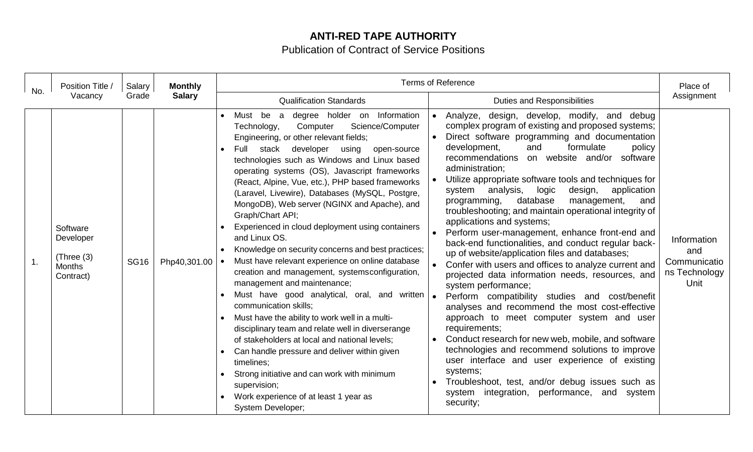# ANTI-RED TAPE AUTHORITY

## Publication of Contract of Service Positions

| No. | Position Title / Vacancy | Salary Grade | Monthly Salary | Terms of Reference | | Place of Assignment |
|---|---|---|---|---|---|---|
| | | | | Qualification Standards | Duties and Responsibilities | |
| 1. | Software Developer<br><br>(Three (3) Months Contract) | SG16 | Php40,301.00 | • Must be a degree holder on Information Technology, Computer Science/Computer Engineering, or other relevant fields;<br>• Full stack developer using open-source technologies such as Windows and Linux based operating systems (OS), Javascript frameworks (React, Alpine, Vue, etc.), PHP based frameworks (Laravel, Livewire), Databases (MySQL, Postgre, MongoDB), Web server (NGINX and Apache), and Graph/Chart API;<br>• Experienced in cloud deployment using containers and Linux OS.<br>• Knowledge on security concerns and best practices;<br>• Must have relevant experience on online database creation and management, systemsconfiguration, management and maintenance;<br>• Must have good analytical, oral, and written communication skills;<br>• Must have the ability to work well in a multi-disciplinary team and relate well in diverserange of stakeholders at local and national levels;<br>• Can handle pressure and deliver within given timelines;<br>• Strong initiative and can work with minimum supervision;<br>• Work experience of at least 1 year as System Developer; | • Analyze, design, develop, modify, and debug complex program of existing and proposed systems;<br>• Direct software programming and documentation development, and formulate policy recommendations on website and/or software administration;<br>• Utilize appropriate software tools and techniques for system analysis, logic design, application programming, database management, and troubleshooting; and maintain operational integrity of applications and systems;<br>• Perform user-management, enhance front-end and back-end functionalities, and conduct regular back-up of website/application files and databases;<br>• Confer with users and offices to analyze current and projected data information needs, resources, and system performance;<br>• Perform compatibility studies and cost/benefit analyses and recommend the most cost-effective approach to meet computer system and user requirements;<br>• Conduct research for new web, mobile, and software technologies and recommend solutions to improve user interface and user experience of existing systems;<br>• Troubleshoot, test, and/or debug issues such as system integration, performance, and system security; | Information and Communications Technology Unit |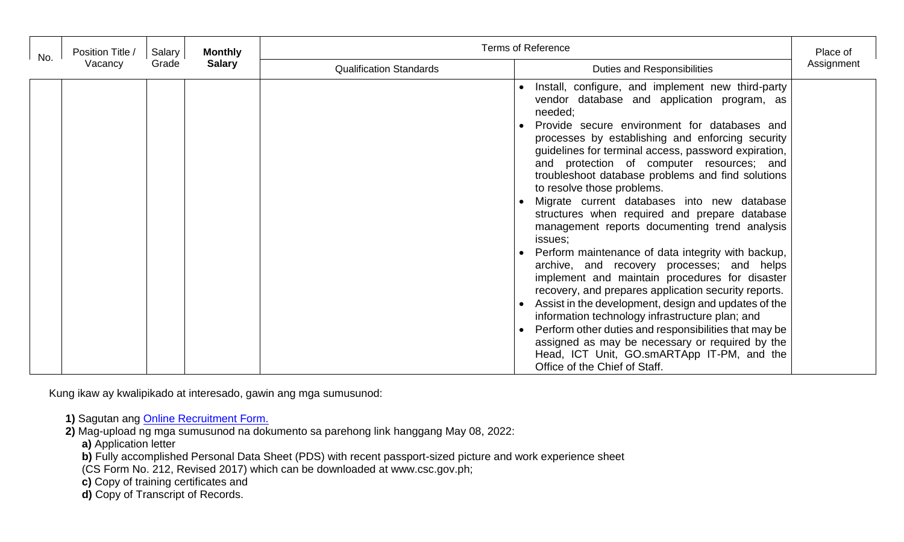| No. | Position Title / Vacancy | Salary Grade | Monthly Salary | Terms of Reference | | Place of Assignment |
|---|---|---|---|---|---|---|
| | | | | Qualification Standards | Duties and Responsibilities | |
| | | | | | • Install, configure, and implement new third-party vendor database and application program, as needed;<br>• Provide secure environment for databases and processes by establishing and enforcing security guidelines for terminal access, password expiration, and protection of computer resources; and troubleshoot database problems and find solutions to resolve those problems.<br>• Migrate current databases into new database structures when required and prepare database management reports documenting trend analysis issues;<br>• Perform maintenance of data integrity with backup, archive, and recovery processes; and helps implement and maintain procedures for disaster recovery, and prepares application security reports.<br>• Assist in the development, design and updates of the information technology infrastructure plan; and<br>• Perform other duties and responsibilities that may be assigned as may be necessary or required by the Head, ICT Unit, GO.smARTApp IT-PM, and the Office of the Chief of Staff. | |

Kung ikaw ay kwalipikado at interesado, gawin ang mga sumusunod:

**1)** Sagutan ang Online Recruitment Form.

**2)** Mag-upload ng mga sumusunod na dokumento sa parehong link hanggang May 08, 2022:

**a)** Application letter

**b)** Fully accomplished Personal Data Sheet (PDS) with recent passport-sized picture and work experience sheet (CS Form No. 212, Revised 2017) which can be downloaded at www.csc.gov.ph;

**c)** Copy of training certificates and

**d)** Copy of Transcript of Records.